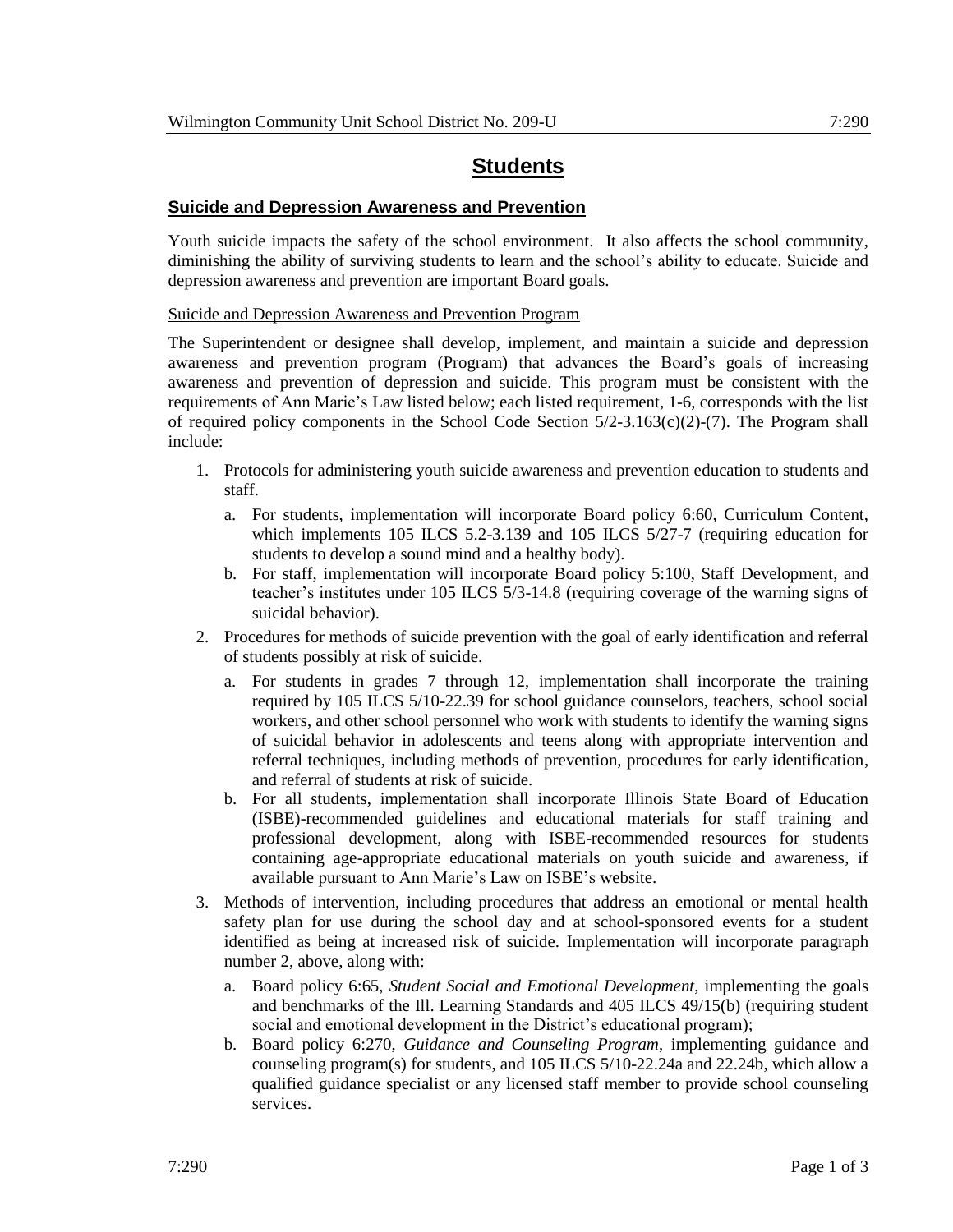# Students

## Suicide and Depression Awareness and Prevention

Youth suicide impacts the safety of the school environment. It also affects the school community, diminishing the ability of surviving students to learn and the school's ability to educate. Suicide and depression awareness and prevention are important Board goals.

### Suicide and Depression Awareness and Prevention Program

The Superintendent or designee shall develop, implement, and maintain a suicide and depression awareness and prevention program (Program) that advances the Board's goals of increasing awareness and prevention of depression and suicide. This program must be consistent with the requirements of Ann Marie's Law listed below; each listed requirement, 1-6, corresponds with the list of required policy components in the School Code Section 5/2-3.163(c)(2)-(7). The Program shall include:

1. Protocols for administering youth suicide awareness and prevention education to students and staff.
   a. For students, implementation will incorporate Board policy 6:60, Curriculum Content, which implements 105 ILCS 5.2-3.139 and 105 ILCS 5/27-7 (requiring education for students to develop a sound mind and a healthy body).
   b. For staff, implementation will incorporate Board policy 5:100, Staff Development, and teacher's institutes under 105 ILCS 5/3-14.8 (requiring coverage of the warning signs of suicidal behavior).
2. Procedures for methods of suicide prevention with the goal of early identification and referral of students possibly at risk of suicide.
   a. For students in grades 7 through 12, implementation shall incorporate the training required by 105 ILCS 5/10-22.39 for school guidance counselors, teachers, school social workers, and other school personnel who work with students to identify the warning signs of suicidal behavior in adolescents and teens along with appropriate intervention and referral techniques, including methods of prevention, procedures for early identification, and referral of students at risk of suicide.
   b. For all students, implementation shall incorporate Illinois State Board of Education (ISBE)-recommended guidelines and educational materials for staff training and professional development, along with ISBE-recommended resources for students containing age-appropriate educational materials on youth suicide and awareness, if available pursuant to Ann Marie's Law on ISBE's website.
3. Methods of intervention, including procedures that address an emotional or mental health safety plan for use during the school day and at school-sponsored events for a student identified as being at increased risk of suicide. Implementation will incorporate paragraph number 2, above, along with:
   a. Board policy 6:65, *Student Social and Emotional Development*, implementing the goals and benchmarks of the Ill. Learning Standards and 405 ILCS 49/15(b) (requiring student social and emotional development in the District's educational program);
   b. Board policy 6:270, *Guidance and Counseling Program*, implementing guidance and counseling program(s) for students, and 105 ILCS 5/10-22.24a and 22.24b, which allow a qualified guidance specialist or any licensed staff member to provide school counseling services.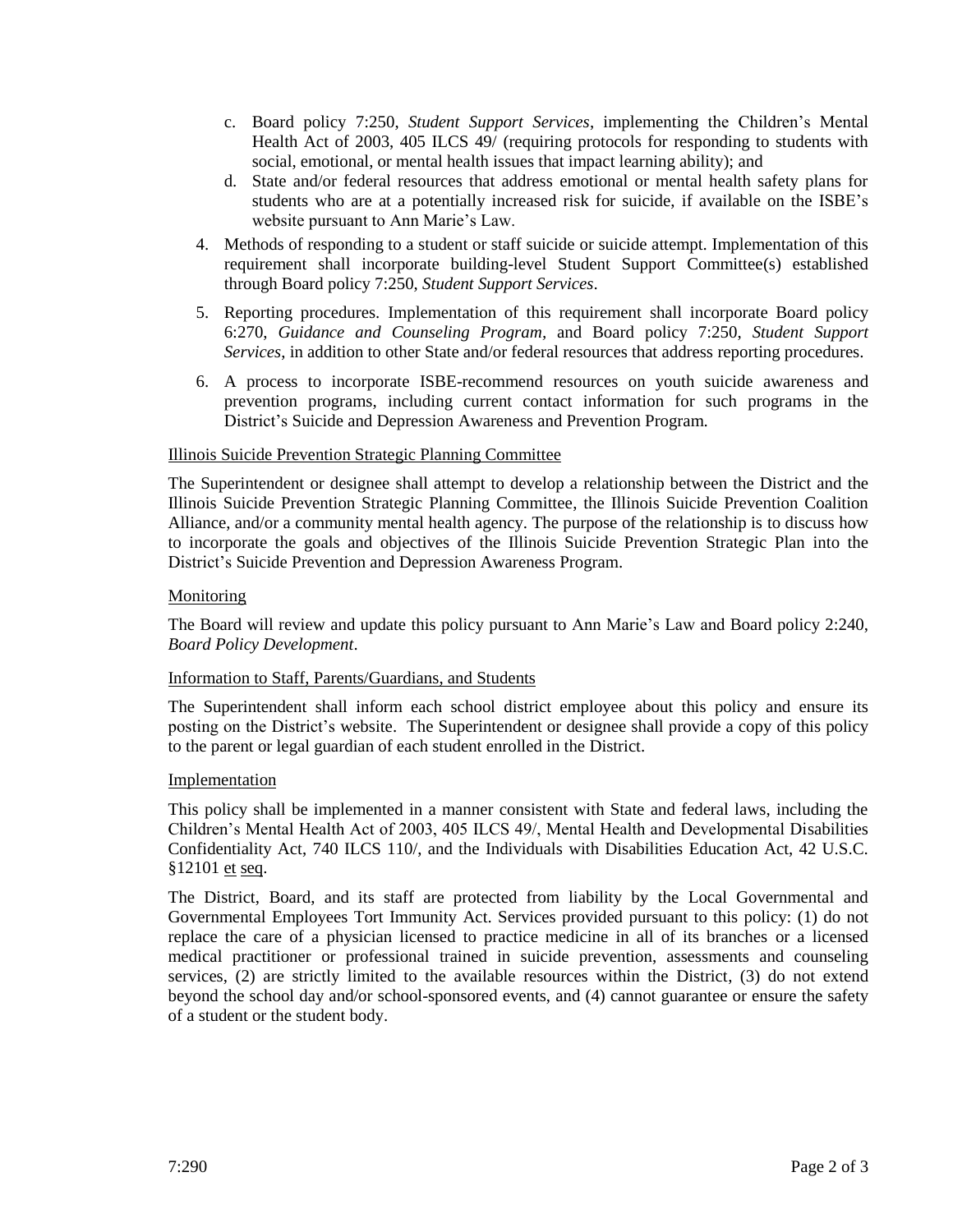c. Board policy 7:250, *Student Support Services*, implementing the Children's Mental Health Act of 2003, 405 ILCS 49/ (requiring protocols for responding to students with social, emotional, or mental health issues that impact learning ability); and
   d. State and/or federal resources that address emotional or mental health safety plans for students who are at a potentially increased risk for suicide, if available on the ISBE's website pursuant to Ann Marie's Law.

4. Methods of responding to a student or staff suicide or suicide attempt. Implementation of this requirement shall incorporate building-level Student Support Committee(s) established through Board policy 7:250, *Student Support Services*.

5. Reporting procedures. Implementation of this requirement shall incorporate Board policy 6:270, *Guidance and Counseling Program*, and Board policy 7:250, *Student Support Services*, in addition to other State and/or federal resources that address reporting procedures.

6. A process to incorporate ISBE-recommend resources on youth suicide awareness and prevention programs, including current contact information for such programs in the District's Suicide and Depression Awareness and Prevention Program.

Illinois Suicide Prevention Strategic Planning Committee

The Superintendent or designee shall attempt to develop a relationship between the District and the Illinois Suicide Prevention Strategic Planning Committee, the Illinois Suicide Prevention Coalition Alliance, and/or a community mental health agency. The purpose of the relationship is to discuss how to incorporate the goals and objectives of the Illinois Suicide Prevention Strategic Plan into the District's Suicide Prevention and Depression Awareness Program.

Monitoring

The Board will review and update this policy pursuant to Ann Marie's Law and Board policy 2:240, *Board Policy Development*.

Information to Staff, Parents/Guardians, and Students

The Superintendent shall inform each school district employee about this policy and ensure its posting on the District's website. The Superintendent or designee shall provide a copy of this policy to the parent or legal guardian of each student enrolled in the District.

Implementation

This policy shall be implemented in a manner consistent with State and federal laws, including the Children's Mental Health Act of 2003, 405 ILCS 49/, Mental Health and Developmental Disabilities Confidentiality Act, 740 ILCS 110/, and the Individuals with Disabilities Education Act, 42 U.S.C. §12101 et seq.

The District, Board, and its staff are protected from liability by the Local Governmental and Governmental Employees Tort Immunity Act. Services provided pursuant to this policy: (1) do not replace the care of a physician licensed to practice medicine in all of its branches or a licensed medical practitioner or professional trained in suicide prevention, assessments and counseling services, (2) are strictly limited to the available resources within the District, (3) do not extend beyond the school day and/or school-sponsored events, and (4) cannot guarantee or ensure the safety of a student or the student body.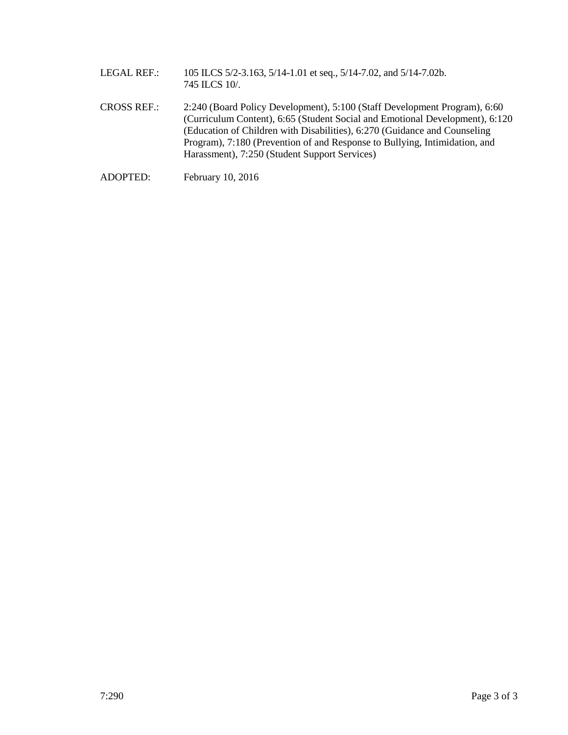LEGAL REF.: 105 ILCS 5/2-3.163, 5/14-1.01 et seq., 5/14-7.02, and 5/14-7.02b.
745 ILCS 10/.

CROSS REF.: 2:240 (Board Policy Development), 5:100 (Staff Development Program), 6:60 (Curriculum Content), 6:65 (Student Social and Emotional Development), 6:120 (Education of Children with Disabilities), 6:270 (Guidance and Counseling Program), 7:180 (Prevention of and Response to Bullying, Intimidation, and Harassment), 7:250 (Student Support Services)

ADOPTED: February 10, 2016